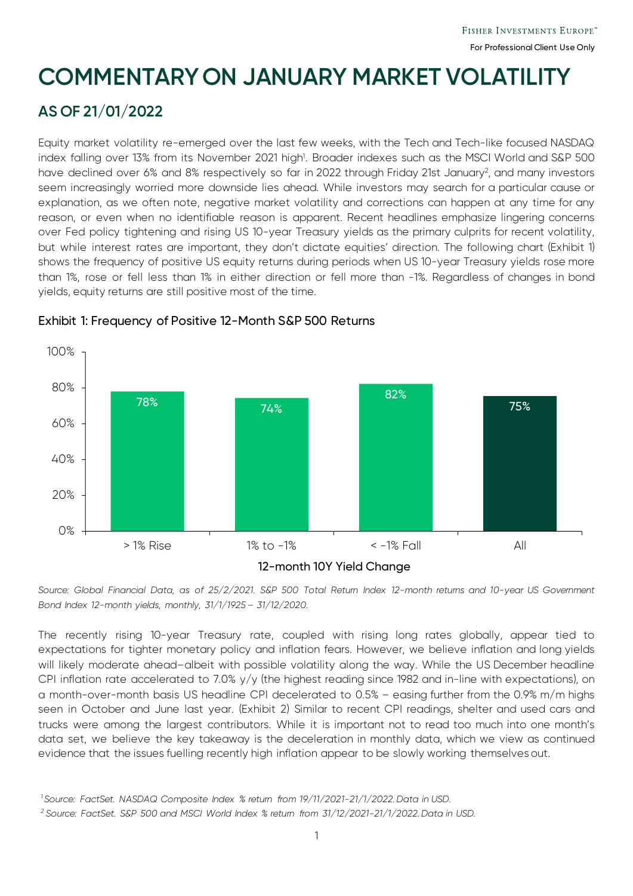# COMMENTARY ON JANUARY MARKET VOLATILITY

## AS OF 21/01/2022

Equity market volatility re-emerged over the last few weeks, with the Tech and Tech-like focused NASDAQ index falling over 13% from its November 2021 high[1]. Broader indexes such as the MSCI World and S&P 500 have declined over 6% and 8% respectively so far in 2022 through Friday 21st January[2], and many investors seem increasingly worried more downside lies ahead. While investors may search for a particular cause or explanation, as we often note, negative market volatility and corrections can happen at any time for any reason, or even when no identifiable reason is apparent. Recent headlines emphasize lingering concerns over Fed policy tightening and rising US 10-year Treasury yields as the primary culprits for recent volatility, but while interest rates are important, they don't dictate equities' direction. The following chart (Exhibit 1) shows the frequency of positive US equity returns during periods when US 10-year Treasury yields rose more than 1%, rose or fell less than 1% in either direction or fell more than -1%. Regardless of changes in bond yields, equity returns are still positive most of the time.

### Exhibit 1: Frequency of Positive 12-Month S&P 500 Returns

| 12-month 10Y Yield Change | > 1% Rise | 1% to -1% | < -1% Fall | All |
|---|---|---|---|---|
| Frequency of Positive 12-Month S&P 500 Returns | 78% | 74% | 82% | 75% |

*Source: Global Financial Data, as of 25/2/2021. S&P 500 Total Return Index 12-month returns and 10-year US Government Bond Index 12-month yields, monthly, 31/1/1925 – 31/12/2020.*

The recently rising 10-year Treasury rate, coupled with rising long rates globally, appear tied to expectations for tighter monetary policy and inflation fears. However, we believe inflation and long yields will likely moderate ahead—albeit with possible volatility along the way. While the US December headline CPI inflation rate accelerated to 7.0% y/y (the highest reading since 1982 and in-line with expectations), on a month-over-month basis US headline CPI decelerated to 0.5% – easing further from the 0.9% m/m highs seen in October and June last year. (Exhibit 2) Similar to recent CPI readings, shelter and used cars and trucks were among the largest contributors. While it is important not to read too much into one month's data set, we believe the key takeaway is the deceleration in monthly data, which we view as continued evidence that the issues fuelling recently high inflation appear to be slowly working themselves out.

---

[1] *Source: FactSet. NASDAQ Composite Index % return from 19/11/2021-21/1/2022. Data in USD.*

[2] *Source: FactSet. S&P 500 and MSCI World Index % return from 31/12/2021-21/1/2022. Data in USD.*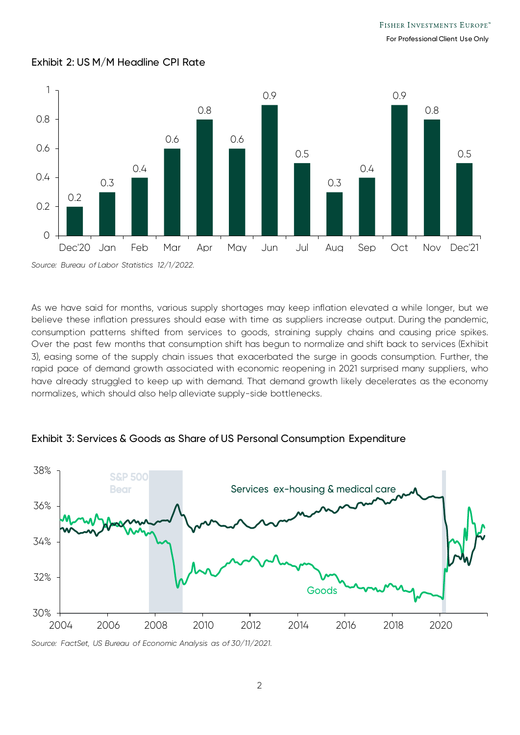Exhibit 2: US M/M Headline CPI Rate

| Month | M/M Headline CPI Rate |
| --- | --- |
| Dec'20 | 0.2 |
| Jan | 0.3 |
| Feb | 0.4 |
| Mar | 0.6 |
| Apr | 0.8 |
| May | 0.6 |
| Jun | 0.9 |
| Jul | 0.5 |
| Aug | 0.3 |
| Sep | 0.4 |
| Oct | 0.9 |
| Nov | 0.8 |
| Dec'21 | 0.5 |

*Source: Bureau of Labor Statistics 12/1/2022.*

As we have said for months, various supply shortages may keep inflation elevated a while longer, but we believe these inflation pressures should ease with time as suppliers increase output. During the pandemic, consumption patterns shifted from services to goods, straining supply chains and causing price spikes. Over the past few months that consumption shift has begun to normalize and shift back to services (Exhibit 3), easing some of the supply chain issues that exacerbated the surge in goods consumption. Further, the rapid pace of demand growth associated with economic reopening in 2021 surprised many suppliers, who have already struggled to keep up with demand. That demand growth likely decelerates as the economy normalizes, which should also help alleviate supply-side bottlenecks.

Exhibit 3: Services & Goods as Share of US Personal Consumption Expenditure

*Source: FactSet, US Bureau of Economic Analysis as of 30/11/2021.*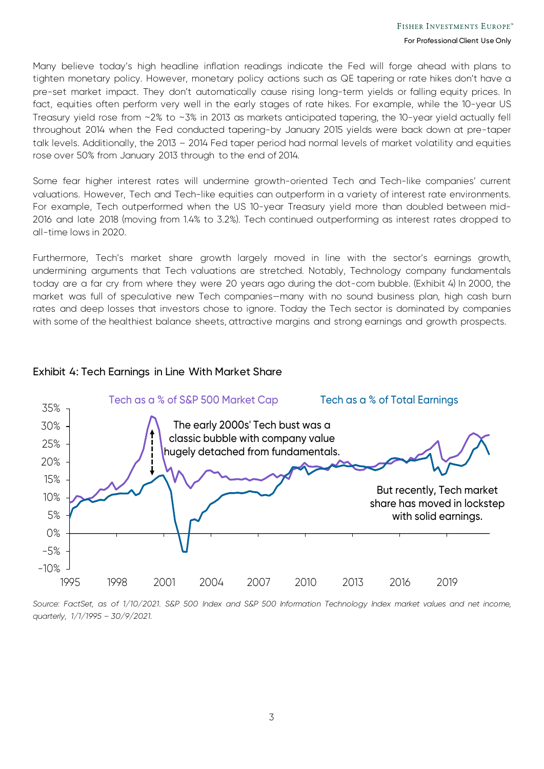Many believe today's high headline inflation readings indicate the Fed will forge ahead with plans to tighten monetary policy. However, monetary policy actions such as QE tapering or rate hikes don't have a pre-set market impact. They don't automatically cause rising long-term yields or falling equity prices. In fact, equities often perform very well in the early stages of rate hikes. For example, while the 10-year US Treasury yield rose from ~2% to ~3% in 2013 as markets anticipated tapering, the 10-year yield actually fell throughout 2014 when the Fed conducted tapering-by January 2015 yields were back down at pre-taper talk levels. Additionally, the 2013 – 2014 Fed taper period had normal levels of market volatility and equities rose over 50% from January 2013 through to the end of 2014.

Some fear higher interest rates will undermine growth-oriented Tech and Tech-like companies' current valuations. However, Tech and Tech-like equities can outperform in a variety of interest rate environments. For example, Tech outperformed when the US 10-year Treasury yield more than doubled between mid-2016 and late 2018 (moving from 1.4% to 3.2%). Tech continued outperforming as interest rates dropped to all-time lows in 2020.

Furthermore, Tech's market share growth largely moved in line with the sector's earnings growth, undermining arguments that Tech valuations are stretched. Notably, Technology company fundamentals today are a far cry from where they were 20 years ago during the dot-com bubble. (Exhibit 4) In 2000, the market was full of speculative new Tech companies—many with no sound business plan, high cash burn rates and deep losses that investors chose to ignore. Today the Tech sector is dominated by companies with some of the healthiest balance sheets, attractive margins and strong earnings and growth prospects.

**Exhibit 4: Tech Earnings in Line With Market Share**

*Source: FactSet, as of 1/10/2021. S&P 500 Index and S&P 500 Information Technology Index market values and net income, quarterly, 1/1/1995 – 30/9/2021.*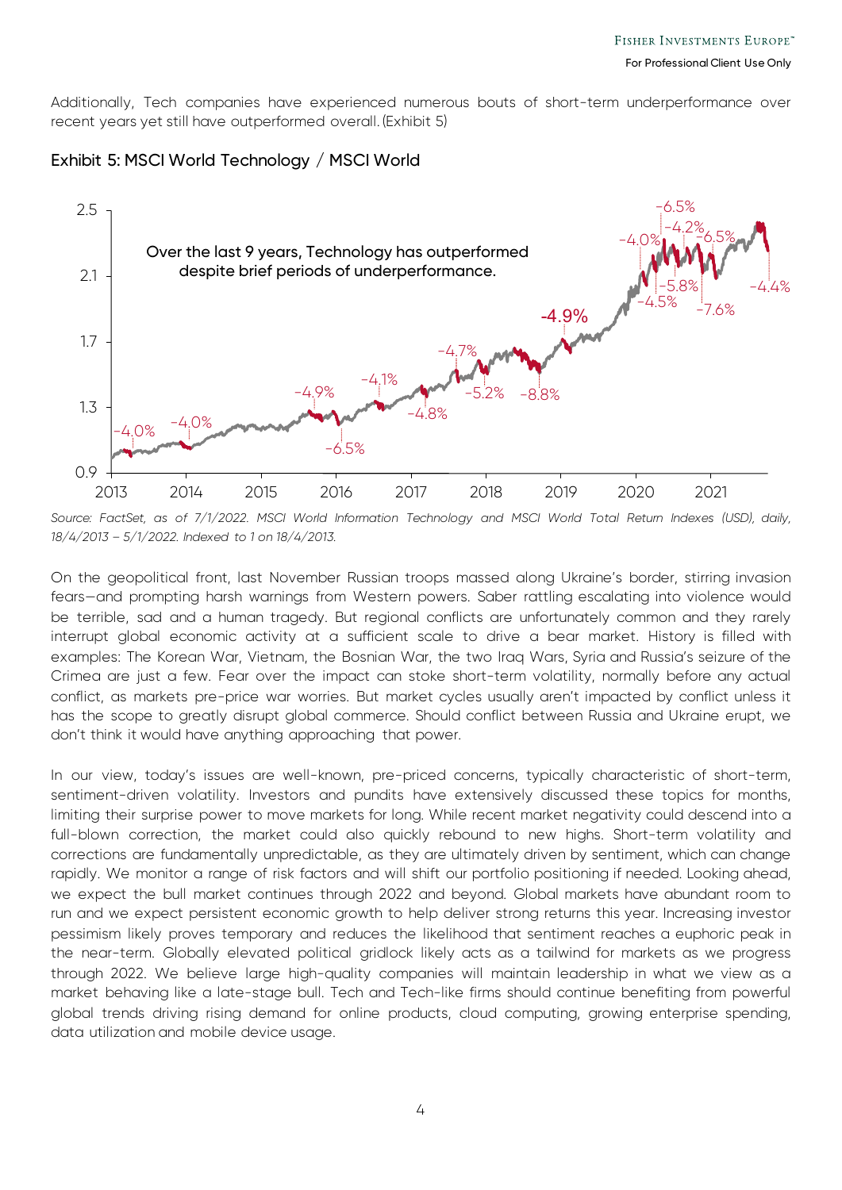Additionally, Tech companies have experienced numerous bouts of short-term underperformance over recent years yet still have outperformed overall. (Exhibit 5)

## Exhibit 5: MSCI World Technology / MSCI World

*Source: FactSet, as of 7/1/2022. MSCI World Information Technology and MSCI World Total Return Indexes (USD), daily, 18/4/2013 – 5/1/2022. Indexed to 1 on 18/4/2013.*

On the geopolitical front, last November Russian troops massed along Ukraine's border, stirring invasion fears—and prompting harsh warnings from Western powers. Saber rattling escalating into violence would be terrible, sad and a human tragedy. But regional conflicts are unfortunately common and they rarely interrupt global economic activity at a sufficient scale to drive a bear market. History is filled with examples: The Korean War, Vietnam, the Bosnian War, the two Iraq Wars, Syria and Russia's seizure of the Crimea are just a few. Fear over the impact can stoke short-term volatility, normally before any actual conflict, as markets pre-price war worries. But market cycles usually aren't impacted by conflict unless it has the scope to greatly disrupt global commerce. Should conflict between Russia and Ukraine erupt, we don't think it would have anything approaching that power.

In our view, today's issues are well-known, pre-priced concerns, typically characteristic of short-term, sentiment-driven volatility. Investors and pundits have extensively discussed these topics for months, limiting their surprise power to move markets for long. While recent market negativity could descend into a full-blown correction, the market could also quickly rebound to new highs. Short-term volatility and corrections are fundamentally unpredictable, as they are ultimately driven by sentiment, which can change rapidly. We monitor a range of risk factors and will shift our portfolio positioning if needed. Looking ahead, we expect the bull market continues through 2022 and beyond. Global markets have abundant room to run and we expect persistent economic growth to help deliver strong returns this year. Increasing investor pessimism likely proves temporary and reduces the likelihood that sentiment reaches a euphoric peak in the near-term. Globally elevated political gridlock likely acts as a tailwind for markets as we progress through 2022. We believe large high-quality companies will maintain leadership in what we view as a market behaving like a late-stage bull. Tech and Tech-like firms should continue benefiting from powerful global trends driving rising demand for online products, cloud computing, growing enterprise spending, data utilization and mobile device usage.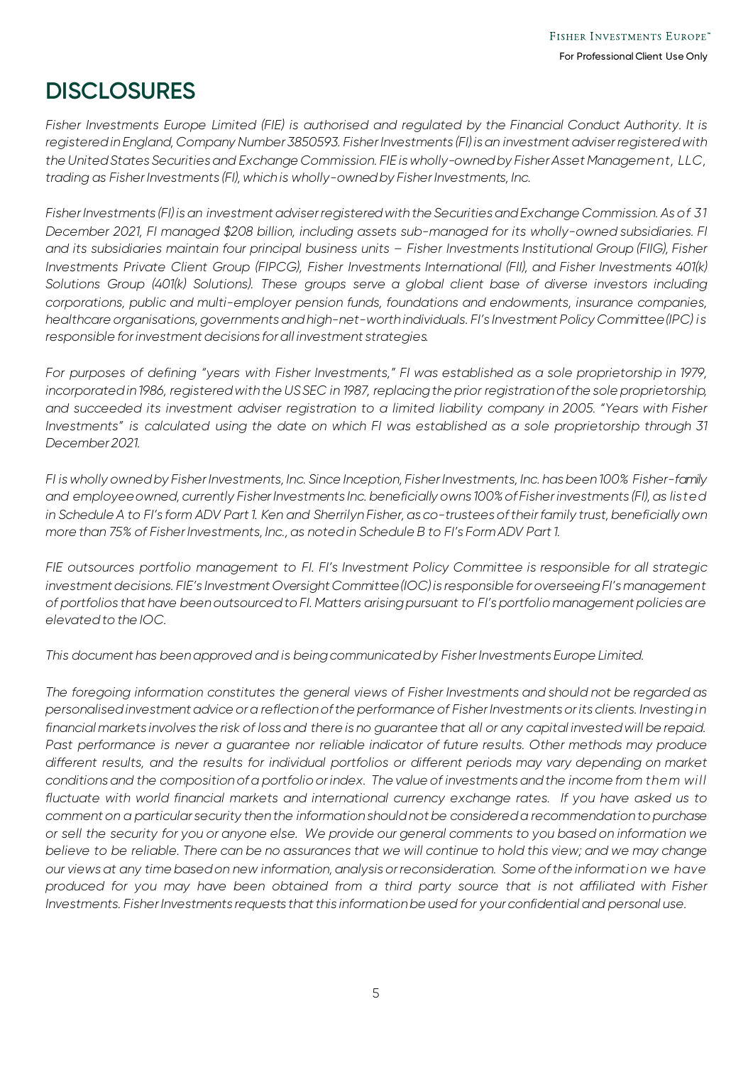# DISCLOSURES

*Fisher Investments Europe Limited (FIE) is authorised and regulated by the Financial Conduct Authority. It is registered in England, Company Number 3850593. Fisher Investments (FI) is an investment adviser registered with the United States Securities and Exchange Commission. FIE is wholly-owned by Fisher Asset Management, LLC, trading as Fisher Investments (FI), which is wholly-owned by Fisher Investments, Inc.*

*Fisher Investments (FI) is an investment adviser registered with the Securities and Exchange Commission. As of 31 December 2021, FI managed $208 billion, including assets sub-managed for its wholly-owned subsidiaries. FI and its subsidiaries maintain four principal business units – Fisher Investments Institutional Group (FIIG), Fisher Investments Private Client Group (FIPCG), Fisher Investments International (FII), and Fisher Investments 401(k) Solutions Group (401(k) Solutions). These groups serve a global client base of diverse investors including corporations, public and multi-employer pension funds, foundations and endowments, insurance companies, healthcare organisations, governments and high-net-worth individuals. FI's Investment Policy Committee (IPC) is responsible for investment decisions for all investment strategies.*

*For purposes of defining "years with Fisher Investments," FI was established as a sole proprietorship in 1979, incorporated in 1986, registered with the US SEC in 1987, replacing the prior registration of the sole proprietorship, and succeeded its investment adviser registration to a limited liability company in 2005. "Years with Fisher Investments" is calculated using the date on which FI was established as a sole proprietorship through 31 December 2021.*

*FI is wholly owned by Fisher Investments, Inc. Since Inception, Fisher Investments, Inc. has been 100% Fisher-family and employee owned, currently Fisher Investments Inc. beneficially owns 100% of Fisher investments (FI), as listed in Schedule A to FI's form ADV Part 1. Ken and Sherrilyn Fisher, as co-trustees of their family trust, beneficially own more than 75% of Fisher Investments, Inc., as noted in Schedule B to FI's Form ADV Part 1.*

*FIE outsources portfolio management to FI. FI's Investment Policy Committee is responsible for all strategic investment decisions. FIE's Investment Oversight Committee (IOC) is responsible for overseeing FI's management of portfolios that have been outsourced to FI. Matters arising pursuant to FI's portfolio management policies are elevated to the IOC.*

*This document has been approved and is being communicated by Fisher Investments Europe Limited.*

*The foregoing information constitutes the general views of Fisher Investments and should not be regarded as personalised investment advice or a reflection of the performance of Fisher Investments or its clients. Investing in financial markets involves the risk of loss and there is no guarantee that all or any capital invested will be repaid. Past performance is never a guarantee nor reliable indicator of future results. Other methods may produce different results, and the results for individual portfolios or different periods may vary depending on market conditions and the composition of a portfolio or index. The value of investments and the income from them will fluctuate with world financial markets and international currency exchange rates. If you have asked us to comment on a particular security then the information should not be considered a recommendation to purchase or sell the security for you or anyone else. We provide our general comments to you based on information we believe to be reliable. There can be no assurances that we will continue to hold this view; and we may change our views at any time based on new information, analysis or reconsideration. Some of the information we have produced for you may have been obtained from a third party source that is not affiliated with Fisher Investments. Fisher Investments requests that this information be used for your confidential and personal use.*